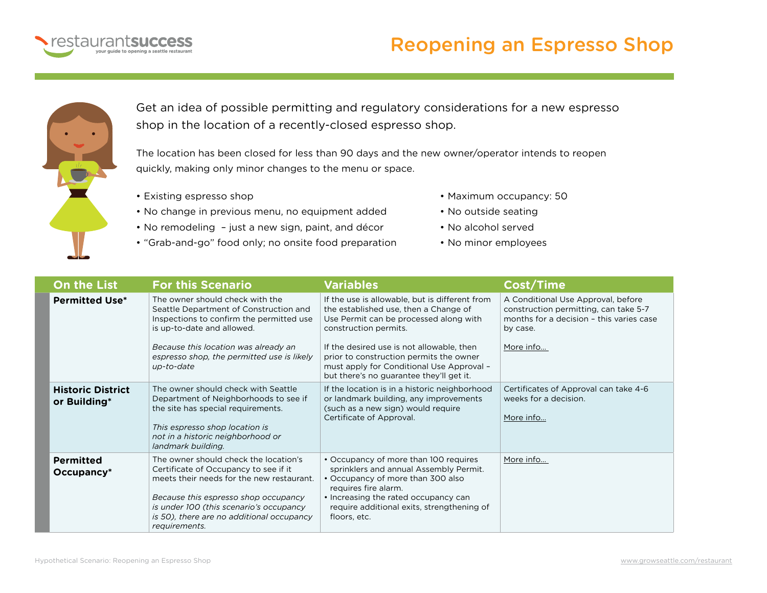restaurantsuccess
your guide to opening a seattle restaurant

# Reopening an Espresso Shop

Get an idea of possible permitting and regulatory considerations for a new espresso shop in the location of a recently-closed espresso shop.

The location has been closed for less than 90 days and the new owner/operator intends to reopen quickly, making only minor changes to the menu or space.

- Existing espresso shop
- No change in previous menu, no equipment added
- No remodeling – just a new sign, paint, and décor
- "Grab-and-go" food only; no onsite food preparation
- Maximum occupancy: 50
- No outside seating
- No alcohol served
- No minor employees

| On the List | For this Scenario | Variables | Cost/Time |
|---|---|---|---|
| **Permitted Use*** | The owner should check with the Seattle Department of Construction and Inspections to confirm the permitted use is up-to-date and allowed.<br><br>*Because this location was already an espresso shop, the permitted use is likely up-to-date* | If the use is allowable, but is different from the established use, then a Change of Use Permit can be processed along with construction permits.<br><br>If the desired use is not allowable, then prior to construction permits the owner must apply for Conditional Use Approval – but there's no guarantee they'll get it. | A Conditional Use Approval, before construction permitting, can take 5-7 months for a decision – this varies case by case.<br><br>More info... |
| **Historic District or Building*** | The owner should check with Seattle Department of Neighborhoods to see if the site has special requirements.<br><br>*This espresso shop location is not in a historic neighborhood or landmark building.* | If the location is in a historic neighborhood or landmark building, any improvements (such as a new sign) would require Certificate of Approval. | Certificates of Approval can take 4-6 weeks for a decision.<br><br>More info... |
| **Permitted Occupancy*** | The owner should check the location's Certificate of Occupancy to see if it meets their needs for the new restaurant.<br><br>*Because this espresso shop occupancy is under 100 (this scenario's occupancy is 50), there are no additional occupancy requirements.* | • Occupancy of more than 100 requires sprinklers and annual Assembly Permit.<br>• Occupancy of more than 300 also requires fire alarm.<br>• Increasing the rated occupancy can require additional exits, strengthening of floors, etc. | More info... |

Hypothetical Scenario: Reopening an Espresso Shop

www.growseattle.com/restaurant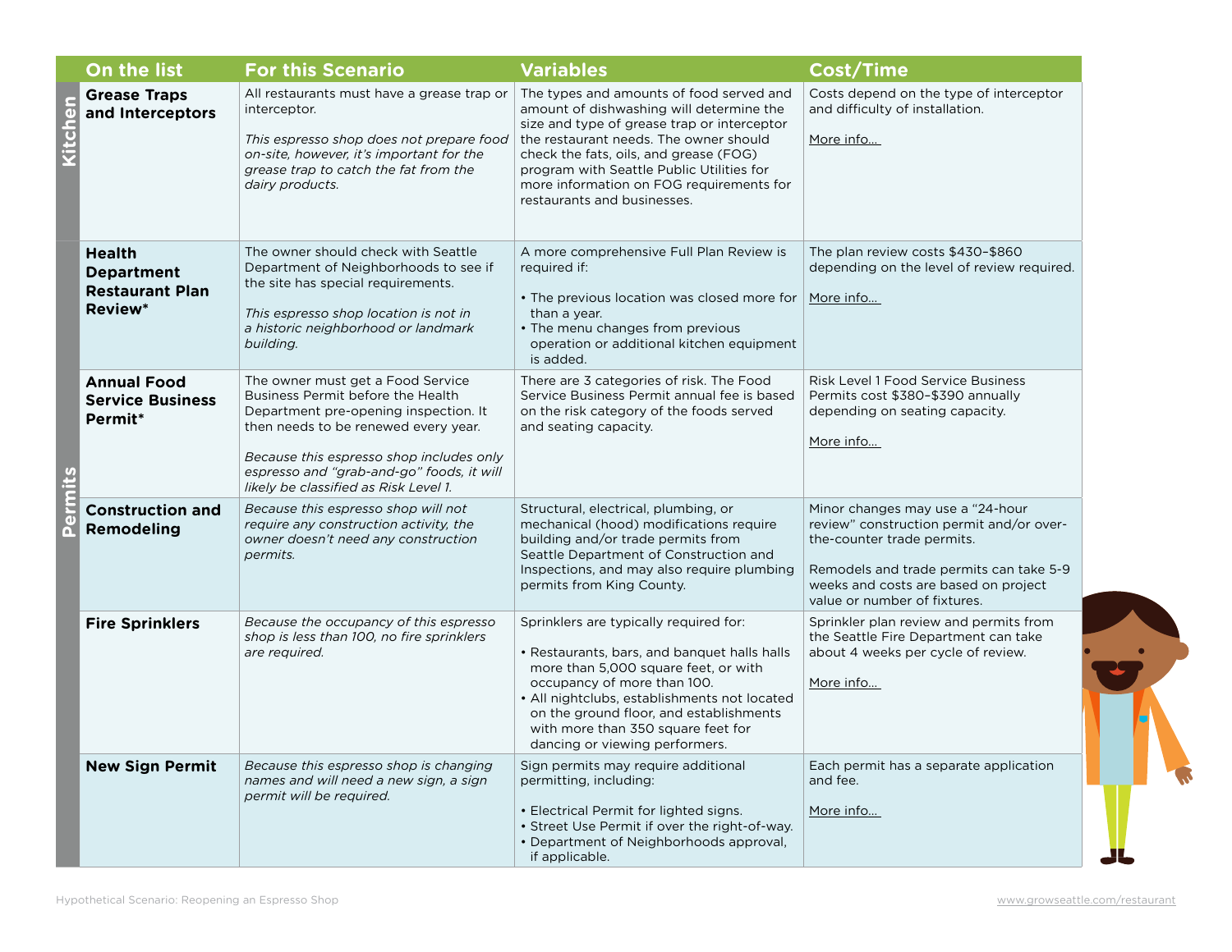| | On the list | For this Scenario | Variables | Cost/Time |
|---|---|---|---|---|
| Kitchen | **Grease Traps and Interceptors** | All restaurants must have a grease trap or interceptor.<br><br>*This espresso shop does not prepare food on-site, however, it's important for the grease trap to catch the fat from the dairy products.* | The types and amounts of food served and amount of dishwashing will determine the size and type of grease trap or interceptor the restaurant needs. The owner should check the fats, oils, and grease (FOG) program with Seattle Public Utilities for more information on FOG requirements for restaurants and businesses. | Costs depend on the type of interceptor and difficulty of installation.<br><br>More info… |
| Permits | **Health Department Restaurant Plan Review*** | The owner should check with Seattle Department of Neighborhoods to see if the site has special requirements.<br><br>*This espresso shop location is not in a historic neighborhood or landmark building.* | A more comprehensive Full Plan Review is required if:<br><br>• The previous location was closed more for than a year.<br>• The menu changes from previous operation or additional kitchen equipment is added. | The plan review costs $430–$860 depending on the level of review required.<br><br>More info… |
| Permits | **Annual Food Service Business Permit*** | The owner must get a Food Service Business Permit before the Health Department pre-opening inspection. It then needs to be renewed every year.<br><br>*Because this espresso shop includes only espresso and "grab-and-go" foods, it will likely be classified as Risk Level 1.* | There are 3 categories of risk. The Food Service Business Permit annual fee is based on the risk category of the foods served and seating capacity. | Risk Level 1 Food Service Business Permits cost $380–$390 annually depending on seating capacity.<br><br>More info… |
| Permits | **Construction and Remodeling** | *Because this espresso shop will not require any construction activity, the owner doesn't need any construction permits.* | Structural, electrical, plumbing, or mechanical (hood) modifications require building and/or trade permits from Seattle Department of Construction and Inspections, and may also require plumbing permits from King County. | Minor changes may use a "24-hour review" construction permit and/or over-the-counter trade permits.<br><br>Remodels and trade permits can take 5-9 weeks and costs are based on project value or number of fixtures. |
| Permits | **Fire Sprinklers** | *Because the occupancy of this espresso shop is less than 100, no fire sprinklers are required.* | Sprinklers are typically required for:<br><br>• Restaurants, bars, and banquet halls halls more than 5,000 square feet, or with occupancy of more than 100.<br>• All nightclubs, establishments not located on the ground floor, and establishments with more than 350 square feet for dancing or viewing performers. | Sprinkler plan review and permits from the Seattle Fire Department can take about 4 weeks per cycle of review.<br><br>More info… |
| Permits | **New Sign Permit** | *Because this espresso shop is changing names and will need a new sign, a sign permit will be required.* | Sign permits may require additional permitting, including:<br><br>• Electrical Permit for lighted signs.<br>• Street Use Permit if over the right-of-way.<br>• Department of Neighborhoods approval, if applicable. | Each permit has a separate application and fee.<br><br>More info… |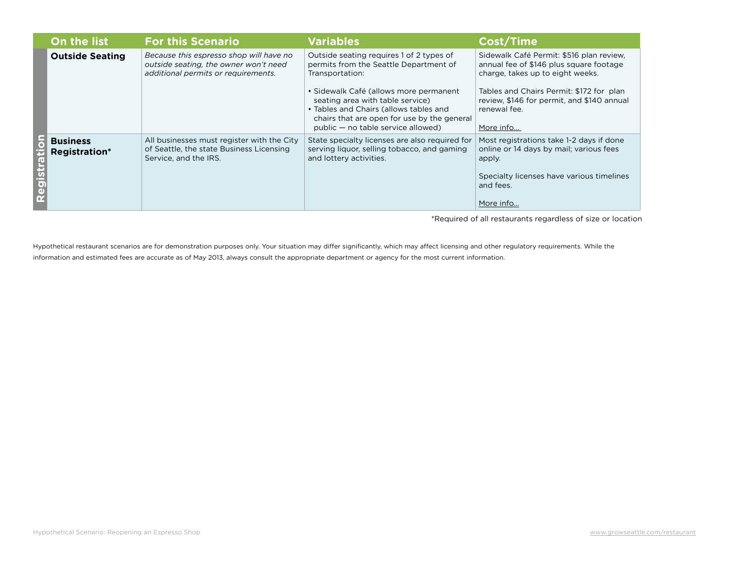| | On the list | For this Scenario | Variables | Cost/Time |
|---|---|---|---|---|
| Registration | **Outside Seating** | *Because this espresso shop will have no outside seating, the owner won't need additional permits or requirements.* | Outside seating requires 1 of 2 types of permits from the Seattle Department of Transportation:<br><br>• Sidewalk Café (allows more permanent seating area with table service)<br>• Tables and Chairs (allows tables and chairs that are open for use by the general public — no table service allowed) | Sidewalk Café Permit: $516 plan review, annual fee of $146 plus square footage charge, takes up to eight weeks.<br><br>Tables and Chairs Permit: $172 for plan review, $146 for permit, and $140 annual renewal fee.<br><br>More info... |
| Registration | **Business Registration*** | All businesses must register with the City of Seattle, the state Business Licensing Service, and the IRS. | State specialty licenses are also required for serving liquor, selling tobacco, and gaming and lottery activities. | Most registrations take 1-2 days if done online or 14 days by mail; various fees apply.<br><br>Specialty licenses have various timelines and fees.<br><br>More info... |

*Required of all restaurants regardless of size or location

Hypothetical restaurant scenarios are for demonstration purposes only. Your situation may differ significantly, which may affect licensing and other regulatory requirements. While the information and estimated fees are accurate as of May 2013, always consult the appropriate department or agency for the most current information.